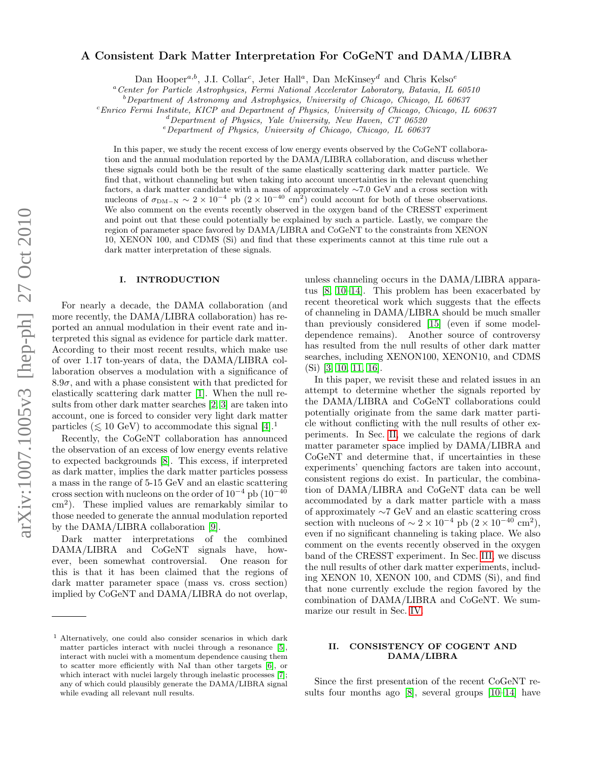# A Consistent Dark Matter Interpretation For CoGeNT and DAMA/LIBRA

Dan Hooper[a,b], J.I. Collar[c], Jeter Hall[a], Dan McKinsey[d] and Chris Kelso[e]

[a] Center for Particle Astrophysics, Fermi National Accelerator Laboratory, Batavia, IL 60510
[b] Department of Astronomy and Astrophysics, University of Chicago, Chicago, IL 60637
[c] Enrico Fermi Institute, KICP and Department of Physics, University of Chicago, Chicago, IL 60637
[d] Department of Physics, Yale University, New Haven, CT 06520
[e] Department of Physics, University of Chicago, Chicago, IL 60637

In this paper, we study the recent excess of low energy events observed by the CoGeNT collaboration and the annual modulation reported by the DAMA/LIBRA collaboration, and discuss whether these signals could both be the result of the same elastically scattering dark matter particle. We find that, without channeling but when taking into account uncertainties in the relevant quenching factors, a dark matter candidate with a mass of approximately ∼7.0 GeV and a cross section with nucleons of $\sigma_{\rm DM-N} \sim 2 \times 10^{-4}$ pb ($2 \times 10^{-40}$ cm$^2$) could account for both of these observations. We also comment on the events recently observed in the oxygen band of the CRESST experiment and point out that these could potentially be explained by such a particle. Lastly, we compare the region of parameter space favored by DAMA/LIBRA and CoGeNT to the constraints from XENON 10, XENON 100, and CDMS (Si) and find that these experiments cannot at this time rule out a dark matter interpretation of these signals.

## I. INTRODUCTION

For nearly a decade, the DAMA collaboration (and more recently, the DAMA/LIBRA collaboration) has reported an annual modulation in their event rate and interpreted this signal as evidence for particle dark matter. According to their most recent results, which make use of over 1.17 ton-years of data, the DAMA/LIBRA collaboration observes a modulation with a significance of $8.9\sigma$, and with a phase consistent with that predicted for elastically scattering dark matter [1]. When the null results from other dark matter searches [2, 3] are taken into account, one is forced to consider very light dark matter particles ($\lesssim 10$ GeV) to accommodate this signal [4].[1]

Recently, the CoGeNT collaboration has announced the observation of an excess of low energy events relative to expected backgrounds [8]. This excess, if interpreted as dark matter, implies the dark matter particles possess a mass in the range of 5-15 GeV and an elastic scattering cross section with nucleons on the order of $10^{-4}$ pb ($10^{-40}$ cm$^2$). These implied values are remarkably similar to those needed to generate the annual modulation reported by the DAMA/LIBRA collaboration [9].

Dark matter interpretations of the combined DAMA/LIBRA and CoGeNT signals have, however, been somewhat controversial. One reason for this is that it has been claimed that the regions of dark matter parameter space (mass vs. cross section) implied by CoGeNT and DAMA/LIBRA do not overlap, unless channeling occurs in the DAMA/LIBRA apparatus [8, 10–14]. This problem has been exacerbated by recent theoretical work which suggests that the effects of channeling in DAMA/LIBRA should be much smaller than previously considered [15] (even if some model-dependence remains). Another source of controversy has resulted from the null results of other dark matter searches, including XENON100, XENON10, and CDMS (Si) [3, 10, 11, 16].

In this paper, we revisit these and related issues in an attempt to determine whether the signals reported by the DAMA/LIBRA and CoGeNT collaborations could potentially originate from the same dark matter particle without conflicting with the null results of other experiments. In Sec. II, we calculate the regions of dark matter parameter space implied by DAMA/LIBRA and CoGeNT and determine that, if uncertainties in these experiments' quenching factors are taken into account, consistent regions do exist. In particular, the combination of DAMA/LIBRA and CoGeNT data can be well accommodated by a dark matter particle with a mass of approximately ∼7 GeV and an elastic scattering cross section with nucleons of $\sim 2 \times 10^{-4}$ pb ($2 \times 10^{-40}$ cm$^2$), even if no significant channeling is taking place. We also comment on the events recently observed in the oxygen band of the CRESST experiment. In Sec. III, we discuss the null results of other dark matter experiments, including XENON 10, XENON 100, and CDMS (Si), and find that none currently exclude the region favored by the combination of DAMA/LIBRA and CoGeNT. We summarize our result in Sec. IV.

## II. CONSISTENCY OF COGENT AND DAMA/LIBRA

Since the first presentation of the recent CoGeNT results four months ago [8], several groups [10–14] have

---

[1] Alternatively, one could also consider scenarios in which dark matter particles interact with nuclei through a resonance [5], interact with nuclei with a momentum dependence causing them to scatter more efficiently with NaI than other targets [6], or which interact with nuclei largely through inelastic processes [7]; any of which could plausibly generate the DAMA/LIBRA signal while evading all relevant null results.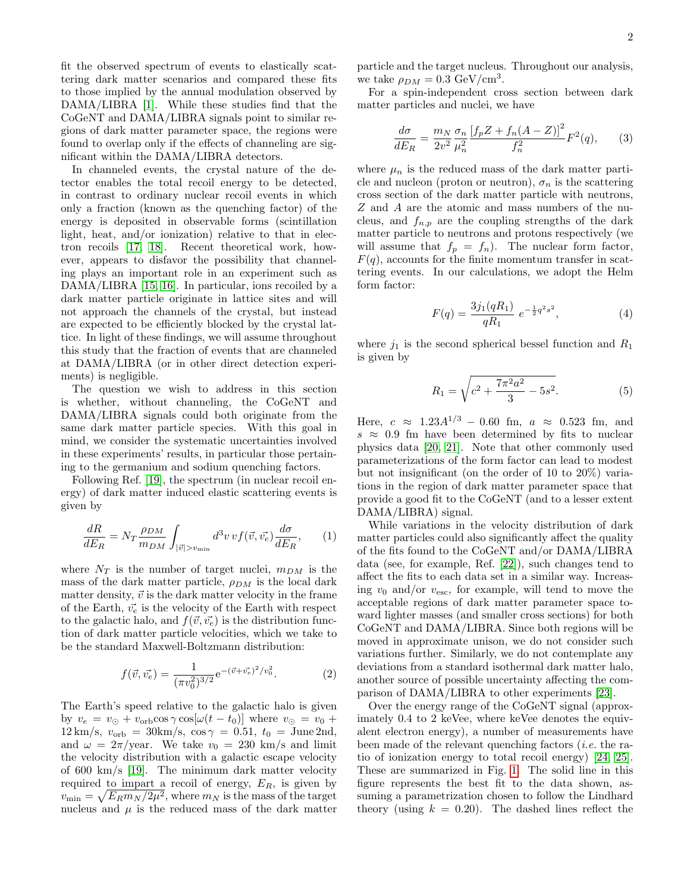fit the observed spectrum of events to elastically scattering dark matter scenarios and compared these fits to those implied by the annual modulation observed by DAMA/LIBRA [1]. While these studies find that the CoGeNT and DAMA/LIBRA signals point to similar regions of dark matter parameter space, the regions were found to overlap only if the effects of channeling are significant within the DAMA/LIBRA detectors.

In channeled events, the crystal nature of the detector enables the total recoil energy to be detected, in contrast to ordinary nuclear recoil events in which only a fraction (known as the quenching factor) of the energy is deposited in observable forms (scintillation light, heat, and/or ionization) relative to that in electron recoils [17, 18]. Recent theoretical work, however, appears to disfavor the possibility that channeling plays an important role in an experiment such as DAMA/LIBRA [15, 16]. In particular, ions recoiled by a dark matter particle originate in lattice sites and will not approach the channels of the crystal, but instead are expected to be efficiently blocked by the crystal lattice. In light of these findings, we will assume throughout this study that the fraction of events that are channeled at DAMA/LIBRA (or in other direct detection experiments) is negligible.

The question we wish to address in this section is whether, without channeling, the CoGeNT and DAMA/LIBRA signals could both originate from the same dark matter particle species. With this goal in mind, we consider the systematic uncertainties involved in these experiments' results, in particular those pertaining to the germanium and sodium quenching factors.

Following Ref. [19], the spectrum (in nuclear recoil energy) of dark matter induced elastic scattering events is given by

$$\frac{dR}{dE_R} = N_T \frac{\rho_{DM}}{m_{DM}} \int_{|\vec{v}|>v_{\rm min}} d^3v \, v f(\vec{v}, \vec{v_e}) \frac{d\sigma}{dE_R}, \qquad (1)$$

where $N_T$ is the number of target nuclei, $m_{DM}$ is the mass of the dark matter particle, $\rho_{DM}$ is the local dark matter density, $\vec{v}$ is the dark matter velocity in the frame of the Earth, $\vec{v_e}$ is the velocity of the Earth with respect to the galactic halo, and $f(\vec{v}, \vec{v_e})$ is the distribution function of dark matter particle velocities, which we take to be the standard Maxwell-Boltzmann distribution:

$$f(\vec{v}, \vec{v_e}) = \frac{1}{(\pi v_0^2)^{3/2}} {\rm e}^{-(\vec{v}+\vec{v_e})^2/v_0^2}. \qquad (2)$$

The Earth's speed relative to the galactic halo is given by $v_e = v_{\odot} + v_{\rm orb} \cos\gamma \cos[\omega(t-t_0)]$ where $v_{\odot} = v_0 + 12\,{\rm km/s}$, $v_{\rm orb} = 30{\rm km/s}$, $\cos\gamma = 0.51$, $t_0 =$ June 2nd, and $\omega = 2\pi/{\rm year}$. We take $v_0 = 230$ km/s and limit the velocity distribution with a galactic escape velocity of 600 km/s [19]. The minimum dark matter velocity required to impart a recoil of energy, $E_R$, is given by $v_{\rm min} = \sqrt{E_R m_N / 2\mu^2}$, where $m_N$ is the mass of the target nucleus and $\mu$ is the reduced mass of the dark matter particle and the target nucleus. Throughout our analysis, we take $\rho_{DM} = 0.3$ GeV/cm$^3$.

For a spin-independent cross section between dark matter particles and nuclei, we have

$$\frac{d\sigma}{dE_R} = \frac{m_N}{2v^2} \frac{\sigma_n}{\mu_n^2} \frac{\left[f_p Z + f_n(A-Z)\right]^2}{f_n^2} F^2(q), \qquad (3)$$

where $\mu_n$ is the reduced mass of the dark matter particle and nucleon (proton or neutron), $\sigma_n$ is the scattering cross section of the dark matter particle with neutrons, $Z$ and $A$ are the atomic and mass numbers of the nucleus, and $f_{n,p}$ are the coupling strengths of the dark matter particle to neutrons and protons respectively (we will assume that $f_p = f_n$). The nuclear form factor, $F(q)$, accounts for the finite momentum transfer in scattering events. In our calculations, we adopt the Helm form factor:

$$F(q) = \frac{3 j_1(qR_1)}{qR_1} \, e^{-\frac{1}{2}q^2 s^2}, \qquad (4)$$

where $j_1$ is the second spherical bessel function and $R_1$ is given by

$$R_1 = \sqrt{c^2 + \frac{7\pi^2 a^2}{3} - 5s^2}. \qquad (5)$$

Here, $c \approx 1.23 A^{1/3} - 0.60$ fm, $a \approx 0.523$ fm, and $s \approx 0.9$ fm have been determined by fits to nuclear physics data [20, 21]. Note that other commonly used parameterizations of the form factor can lead to modest but not insignificant (on the order of 10 to 20%) variations in the region of dark matter parameter space that provide a good fit to the CoGeNT (and to a lesser extent DAMA/LIBRA) signal.

While variations in the velocity distribution of dark matter particles could also significantly affect the quality of the fits found to the CoGeNT and/or DAMA/LIBRA data (see, for example, Ref. [22]), such changes tend to affect the fits to each data set in a similar way. Increasing $v_0$ and/or $v_{\rm esc}$, for example, will tend to move the acceptable regions of dark matter parameter space toward lighter masses (and smaller cross sections) for both CoGeNT and DAMA/LIBRA. Since both regions will be moved in approximate unison, we do not consider such variations further. Similarly, we do not contemplate any deviations from a standard isothermal dark matter halo, another source of possible uncertainty affecting the comparison of DAMA/LIBRA to other experiments [23].

Over the energy range of the CoGeNT signal (approximately 0.4 to 2 keVee, where keVee denotes the equivalent electron energy), a number of measurements have been made of the relevant quenching factors (*i.e.* the ratio of ionization energy to total recoil energy) [24, 25]. These are summarized in Fig. 1. The solid line in this figure represents the best fit to the data shown, assuming a parametrization chosen to follow the Lindhard theory (using $k = 0.20$). The dashed lines reflect the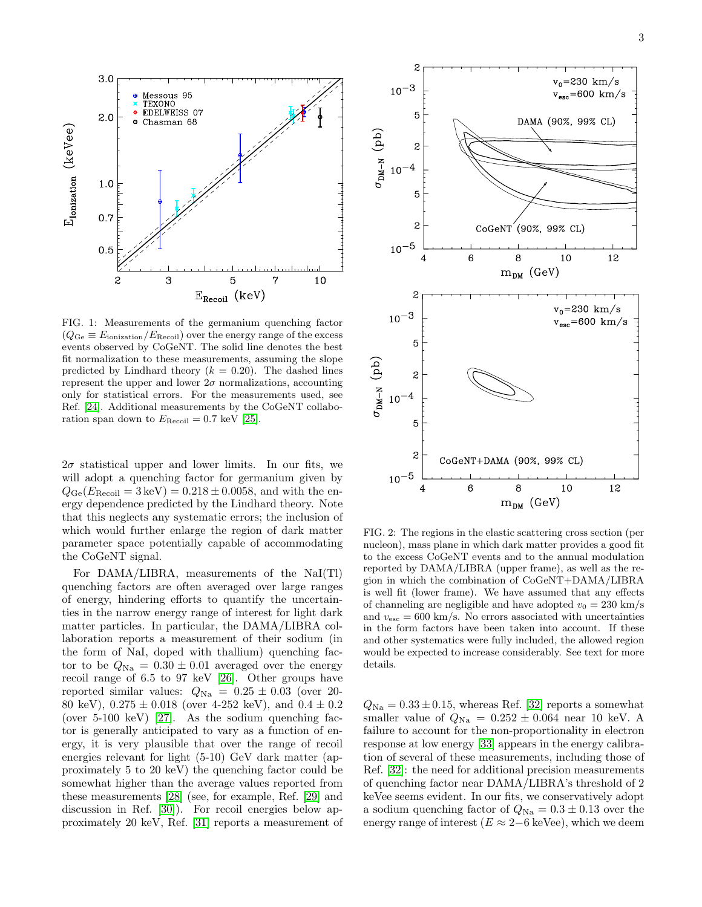FIG. 1: Measurements of the germanium quenching factor ($Q_{\rm Ge} \equiv E_{\rm ionization}/E_{\rm Recoil}$) over the energy range of the excess events observed by CoGeNT. The solid line denotes the best fit normalization to these measurements, assuming the slope predicted by Lindhard theory ($k = 0.20$). The dashed lines represent the upper and lower $2\sigma$ normalizations, accounting only for statistical errors. For the measurements used, see Ref. [24]. Additional measurements by the CoGeNT collaboration span down to $E_{\rm Recoil} = 0.7$ keV [25].

$2\sigma$ statistical upper and lower limits. In our fits, we will adopt a quenching factor for germanium given by $Q_{\rm Ge}(E_{\rm Recoil} = 3\,{\rm keV}) = 0.218 \pm 0.0058$, and with the energy dependence predicted by the Lindhard theory. Note that this neglects any systematic errors; the inclusion of which would further enlarge the region of dark matter parameter space potentially capable of accommodating the CoGeNT signal.

For DAMA/LIBRA, measurements of the NaI(Tl) quenching factors are often averaged over large ranges of energy, hindering efforts to quantify the uncertainties in the narrow energy range of interest for light dark matter particles. In particular, the DAMA/LIBRA collaboration reports a measurement of their sodium (in the form of NaI, doped with thallium) quenching factor to be $Q_{\rm Na} = 0.30 \pm 0.01$ averaged over the energy recoil range of 6.5 to 97 keV [26]. Other groups have reported similar values: $Q_{\rm Na} = 0.25 \pm 0.03$ (over 20-80 keV), $0.275 \pm 0.018$ (over 4-252 keV), and $0.4 \pm 0.2$ (over 5-100 keV) [27]. As the sodium quenching factor is generally anticipated to vary as a function of energy, it is very plausible that over the range of recoil energies relevant for light (5-10) GeV dark matter (approximately 5 to 20 keV) the quenching factor could be somewhat higher than the average values reported from these measurements [28] (see, for example, Ref. [29] and discussion in Ref. [30]). For recoil energies below approximately 20 keV, Ref. [31] reports a measurement of $Q_{\rm Na} = 0.33 \pm 0.15$, whereas Ref. [32] reports a somewhat smaller value of $Q_{\rm Na} = 0.252 \pm 0.064$ near 10 keV. A failure to account for the non-proportionality in electron response at low energy [33] appears in the energy calibration of several of these measurements, including those of Ref. [32]: the need for additional precision measurements of quenching factor near DAMA/LIBRA's threshold of 2 keVee seems evident. In our fits, we conservatively adopt a sodium quenching factor of $Q_{\rm Na} = 0.3 \pm 0.13$ over the energy range of interest ($E \approx 2$–$6$ keVee), which we deem

FIG. 2: The regions in the elastic scattering cross section (per nucleon), mass plane in which dark matter provides a good fit to the excess CoGeNT events and to the annual modulation reported by DAMA/LIBRA (upper frame), as well as the region in which the combination of CoGeNT+DAMA/LIBRA is well fit (lower frame). We have assumed that any effects of channeling are negligible and have adopted $v_0 = 230$ km/s and $v_{\rm esc} = 600$ km/s. No errors associated with uncertainties in the form factors have been taken into account. If these and other systematics were fully included, the allowed region would be expected to increase considerably. See text for more details.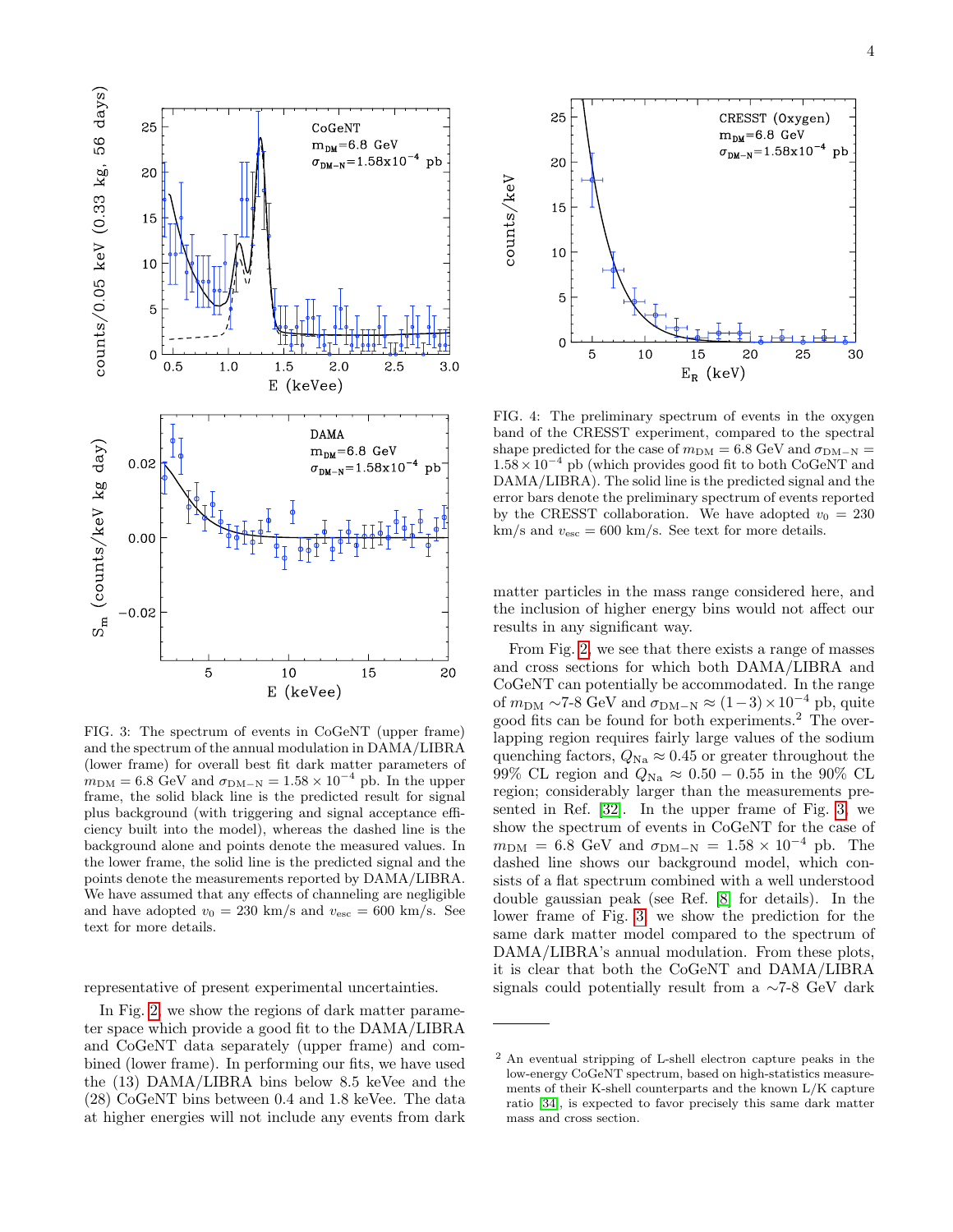FIG. 3: The spectrum of events in CoGeNT (upper frame) and the spectrum of the annual modulation in DAMA/LIBRA (lower frame) for overall best fit dark matter parameters of $m_{\rm DM} = 6.8$ GeV and $\sigma_{\rm DM-N} = 1.58 \times 10^{-4}$ pb. In the upper frame, the solid black line is the predicted result for signal plus background (with triggering and signal acceptance efficiency built into the model), whereas the dashed line is the background alone and points denote the measured values. In the lower frame, the solid line is the predicted signal and the points denote the measurements reported by DAMA/LIBRA. We have assumed that any effects of channeling are negligible and have adopted $v_0 = 230$ km/s and $v_{\rm esc} = 600$ km/s. See text for more details.

FIG. 4: The preliminary spectrum of events in the oxygen band of the CRESST experiment, compared to the spectral shape predicted for the case of $m_{\rm DM} = 6.8$ GeV and $\sigma_{\rm DM-N} = 1.58 \times 10^{-4}$ pb (which provides good fit to both CoGeNT and DAMA/LIBRA). The solid line is the predicted signal and the error bars denote the preliminary spectrum of events reported by the CRESST collaboration. We have adopted $v_0 = 230$ km/s and $v_{\rm esc} = 600$ km/s. See text for more details.

representative of present experimental uncertainties.

In Fig. 2, we show the regions of dark matter parameter space which provide a good fit to the DAMA/LIBRA and CoGeNT data separately (upper frame) and combined (lower frame). In performing our fits, we have used the (13) DAMA/LIBRA bins below 8.5 keVee and the (28) CoGeNT bins between 0.4 and 1.8 keVee. The data at higher energies will not include any events from dark matter particles in the mass range considered here, and the inclusion of higher energy bins would not affect our results in any significant way.

From Fig. 2, we see that there exists a range of masses and cross sections for which both DAMA/LIBRA and CoGeNT can potentially be accommodated. In the range of $m_{\rm DM} \sim$7-8 GeV and $\sigma_{\rm DM-N} \approx (1-3) \times 10^{-4}$ pb, quite good fits can be found for both experiments.[2] The overlapping region requires fairly large values of the sodium quenching factors, $Q_{\rm Na} \approx 0.45$ or greater throughout the 99% CL region and $Q_{\rm Na} \approx 0.50 - 0.55$ in the 90% CL region; considerably larger than the measurements presented in Ref. [32]. In the upper frame of Fig. 3, we show the spectrum of events in CoGeNT for the case of $m_{\rm DM} = 6.8$ GeV and $\sigma_{\rm DM-N} = 1.58 \times 10^{-4}$ pb. The dashed line shows our background model, which consists of a flat spectrum combined with a well understood double gaussian peak (see Ref. [8] for details). In the lower frame of Fig. 3, we show the prediction for the same dark matter model compared to the spectrum of DAMA/LIBRA's annual modulation. From these plots, it is clear that both the CoGeNT and DAMA/LIBRA signals could potentially result from a $\sim$7-8 GeV dark

[2] An eventual stripping of L-shell electron capture peaks in the low-energy CoGeNT spectrum, based on high-statistics measurements of their K-shell counterparts and the known L/K capture ratio [34], is expected to favor precisely this same dark matter mass and cross section.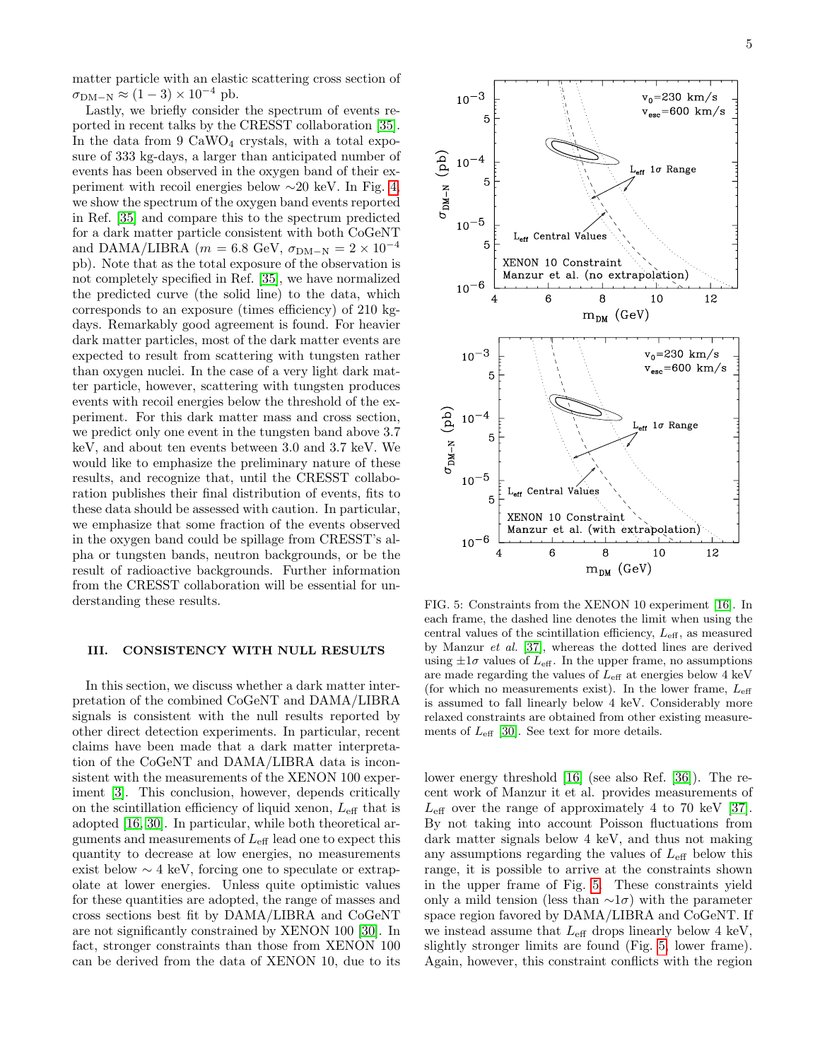matter particle with an elastic scattering cross section of $\sigma_{\rm DM-N} \approx (1-3)\times 10^{-4}$ pb.

Lastly, we briefly consider the spectrum of events reported in recent talks by the CRESST collaboration [35]. In the data from 9 $CaWO_4$ crystals, with a total exposure of 333 kg-days, a larger than anticipated number of events has been observed in the oxygen band of their experiment with recoil energies below ∼20 keV. In Fig. 4, we show the spectrum of the oxygen band events reported in Ref. [35] and compare this to the spectrum predicted for a dark matter particle consistent with both CoGeNT and DAMA/LIBRA ($m = 6.8$ GeV, $\sigma_{\rm DM-N} = 2\times 10^{-4}$ pb). Note that as the total exposure of the observation is not completely specified in Ref. [35], we have normalized the predicted curve (the solid line) to the data, which corresponds to an exposure (times efficiency) of 210 kg-days. Remarkably good agreement is found. For heavier dark matter particles, most of the dark matter events are expected to result from scattering with tungsten rather than oxygen nuclei. In the case of a very light dark matter particle, however, scattering with tungsten produces events with recoil energies below the threshold of the experiment. For this dark matter mass and cross section, we predict only one event in the tungsten band above 3.7 keV, and about ten events between 3.0 and 3.7 keV. We would like to emphasize the preliminary nature of these results, and recognize that, until the CRESST collaboration publishes their final distribution of events, fits to these data should be assessed with caution. In particular, we emphasize that some fraction of the events observed in the oxygen band could be spillage from CRESST's alpha or tungsten bands, neutron backgrounds, or be the result of radioactive backgrounds. Further information from the CRESST collaboration will be essential for understanding these results.

## III. CONSISTENCY WITH NULL RESULTS

In this section, we discuss whether a dark matter interpretation of the combined CoGeNT and DAMA/LIBRA signals is consistent with the null results reported by other direct detection experiments. In particular, recent claims have been made that a dark matter interpretation of the CoGeNT and DAMA/LIBRA data is inconsistent with the measurements of the XENON 100 experiment [3]. This conclusion, however, depends critically on the scintillation efficiency of liquid xenon, $L_{\rm eff}$ that is adopted [16, 30]. In particular, while both theoretical arguments and measurements of $L_{\rm eff}$ lead one to expect this quantity to decrease at low energies, no measurements exist below ∼ 4 keV, forcing one to speculate or extrapolate at lower energies. Unless quite optimistic values for these quantities are adopted, the range of masses and cross sections best fit by DAMA/LIBRA and CoGeNT are not significantly constrained by XENON 100 [30]. In fact, stronger constraints than those from XENON 100 can be derived from the data of XENON 10, due to its lower energy threshold [16] (see also Ref. [36]). The recent work of Manzur it et al. provides measurements of $L_{\rm eff}$ over the range of approximately 4 to 70 keV [37]. By not taking into account Poisson fluctuations from dark matter signals below 4 keV, and thus not making any assumptions regarding the values of $L_{\rm eff}$ below this range, it is possible to arrive at the constraints shown in the upper frame of Fig. 5. These constraints yield only a mild tension (less than ∼$1\sigma$) with the parameter space region favored by DAMA/LIBRA and CoGeNT. If we instead assume that $L_{\rm eff}$ drops linearly below 4 keV, slightly stronger limits are found (Fig. 5, lower frame). Again, however, this constraint conflicts with the region

FIG. 5: Constraints from the XENON 10 experiment [16]. In each frame, the dashed line denotes the limit when using the central values of the scintillation efficiency, $L_{\rm eff}$, as measured by Manzur *et al.* [37], whereas the dotted lines are derived using $\pm 1\sigma$ values of $L_{\rm eff}$. In the upper frame, no assumptions are made regarding the values of $L_{\rm eff}$ at energies below 4 keV (for which no measurements exist). In the lower frame, $L_{\rm eff}$ is assumed to fall linearly below 4 keV. Considerably more relaxed constraints are obtained from other existing measurements of $L_{\rm eff}$ [30]. See text for more details.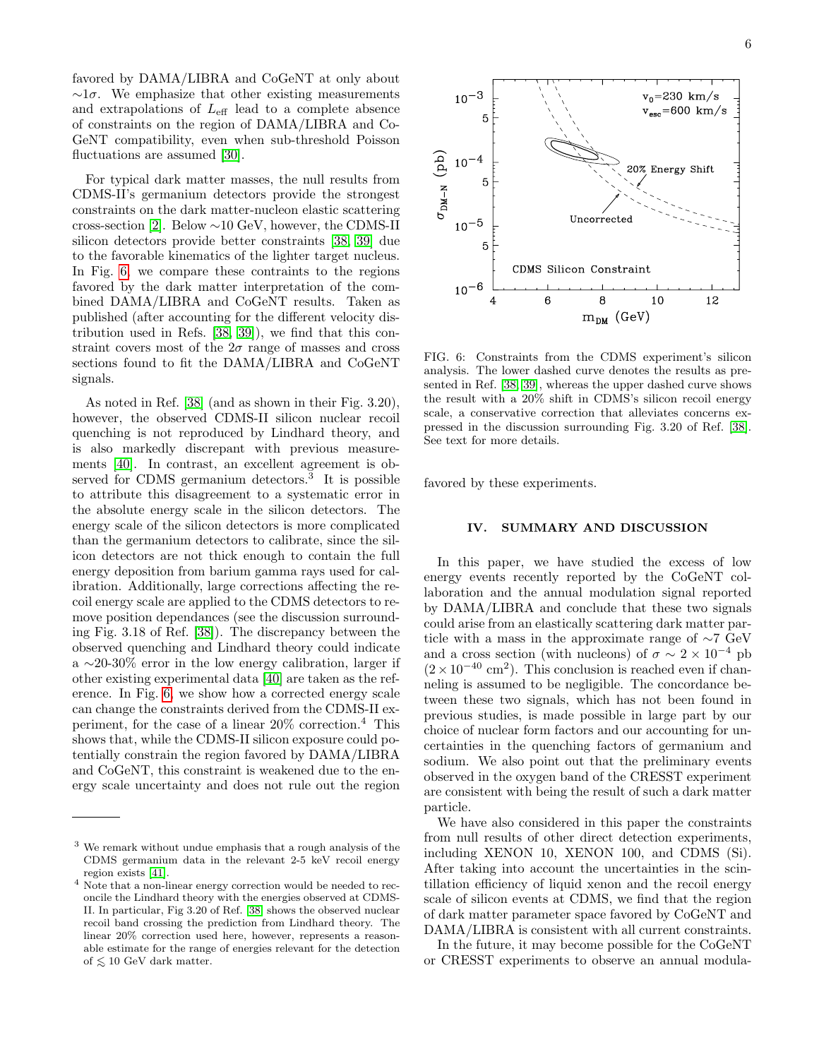favored by DAMA/LIBRA and CoGeNT at only about $\sim 1\sigma$. We emphasize that other existing measurements and extrapolations of $L_{\rm eff}$ lead to a complete absence of constraints on the region of DAMA/LIBRA and CoGeNT compatibility, even when sub-threshold Poisson fluctuations are assumed [30].

For typical dark matter masses, the null results from CDMS-II's germanium detectors provide the strongest constraints on the dark matter-nucleon elastic scattering cross-section [2]. Below $\sim$10 GeV, however, the CDMS-II silicon detectors provide better constraints [38, 39] due to the favorable kinematics of the lighter target nucleus. In Fig. 6, we compare these contraints to the regions favored by the dark matter interpretation of the combined DAMA/LIBRA and CoGeNT results. Taken as published (after accounting for the different velocity distribution used in Refs. [38, 39]), we find that this constraint covers most of the $2\sigma$ range of masses and cross sections found to fit the DAMA/LIBRA and CoGeNT signals.

As noted in Ref. [38] (and as shown in their Fig. 3.20), however, the observed CDMS-II silicon nuclear recoil quenching is not reproduced by Lindhard theory, and is also markedly discrepant with previous measurements [40]. In contrast, an excellent agreement is observed for CDMS germanium detectors.[3] It is possible to attribute this disagreement to a systematic error in the absolute energy scale in the silicon detectors. The energy scale of the silicon detectors is more complicated than the germanium detectors to calibrate, since the silicon detectors are not thick enough to contain the full energy deposition from barium gamma rays used for calibration. Additionally, large corrections affecting the recoil energy scale are applied to the CDMS detectors to remove position dependances (see the discussion surrounding Fig. 3.18 of Ref. [38]). The discrepancy between the observed quenching and Lindhard theory could indicate a $\sim$20-30% error in the low energy calibration, larger if other existing experimental data [40] are taken as the reference. In Fig. 6, we show how a corrected energy scale can change the constraints derived from the CDMS-II experiment, for the case of a linear 20% correction.[4] This shows that, while the CDMS-II silicon exposure could potentially constrain the region favored by DAMA/LIBRA and CoGeNT, this constraint is weakened due to the energy scale uncertainty and does not rule out the region favored by these experiments.

FIG. 6: Constraints from the CDMS experiment's silicon analysis. The lower dashed curve denotes the results as presented in Ref. [38, 39], whereas the upper dashed curve shows the result with a 20% shift in CDMS's silicon recoil energy scale, a conservative correction that alleviates concerns expressed in the discussion surrounding Fig. 3.20 of Ref. [38]. See text for more details.

## IV. SUMMARY AND DISCUSSION

In this paper, we have studied the excess of low energy events recently reported by the CoGeNT collaboration and the annual modulation signal reported by DAMA/LIBRA and conclude that these two signals could arise from an elastically scattering dark matter particle with a mass in the approximate range of $\sim$7 GeV and a cross section (with nucleons) of $\sigma \sim 2 \times 10^{-4}$ pb ($2 \times 10^{-40}$ cm$^2$). This conclusion is reached even if channeling is assumed to be negligible. The concordance between these two signals, which has not been found in previous studies, is made possible in large part by our choice of nuclear form factors and our accounting for uncertainties in the quenching factors of germanium and sodium. We also point out that the preliminary events observed in the oxygen band of the CRESST experiment are consistent with being the result of such a dark matter particle.

We have also considered in this paper the constraints from null results of other direct detection experiments, including XENON 10, XENON 100, and CDMS (Si). After taking into account the uncertainties in the scintillation efficiency of liquid xenon and the recoil energy scale of silicon events at CDMS, we find that the region of dark matter parameter space favored by CoGeNT and DAMA/LIBRA is consistent with all current constraints.

In the future, it may become possible for the CoGeNT or CRESST experiments to observe an annual modula-

---

[3] We remark without undue emphasis that a rough analysis of the CDMS germanium data in the relevant 2-5 keV recoil energy region exists [41].

[4] Note that a non-linear energy correction would be needed to reconcile the Lindhard theory with the energies observed at CDMS-II. In particular, Fig 3.20 of Ref. [38] shows the observed nuclear recoil band crossing the prediction from Lindhard theory. The linear 20% correction used here, however, represents a reasonable estimate for the range of energies relevant for the detection of $\lesssim 10$ GeV dark matter.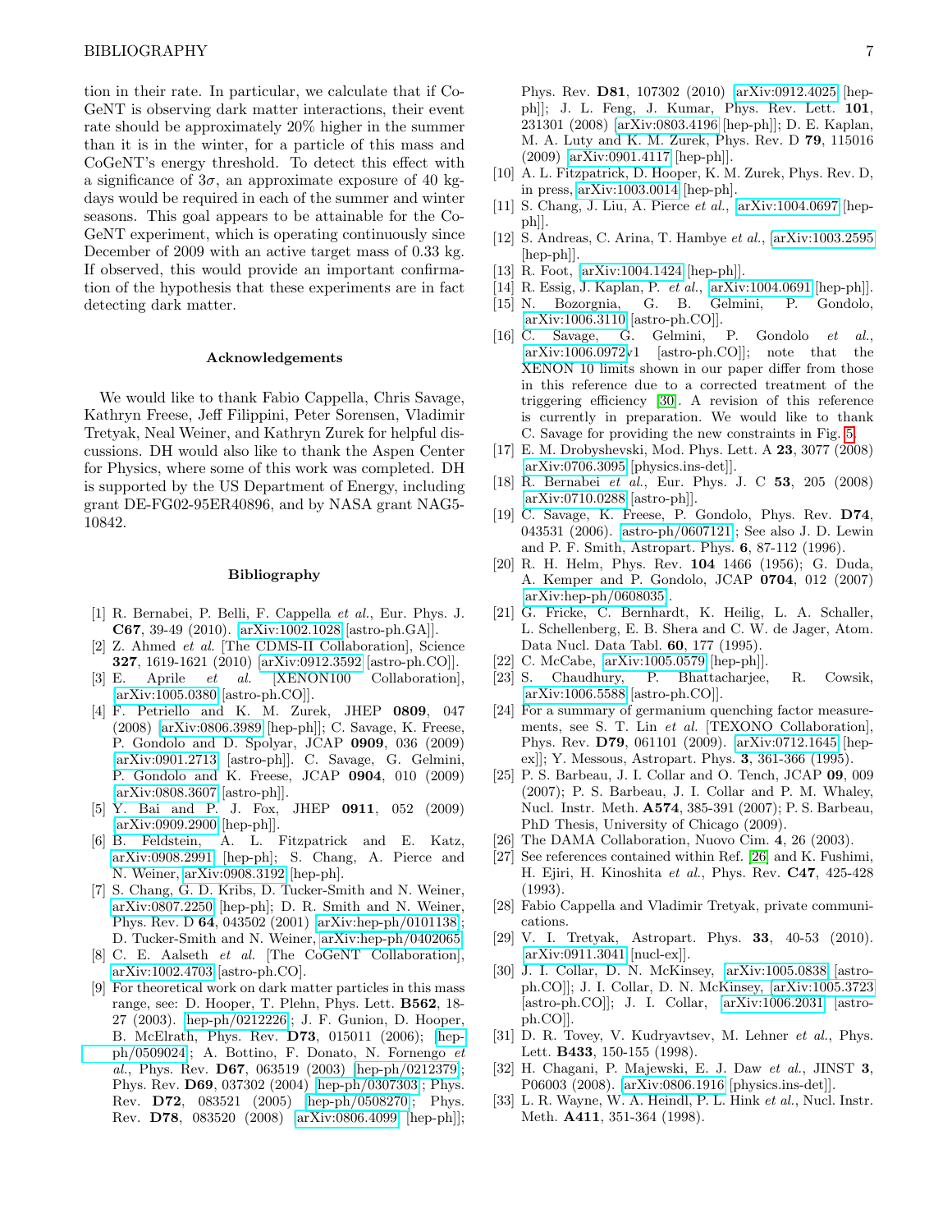tion in their rate. In particular, we calculate that if CoGeNT is observing dark matter interactions, their event rate should be approximately 20% higher in the summer than it is in the winter, for a particle of this mass and CoGeNT's energy threshold. To detect this effect with a significance of $3\sigma$, an approximate exposure of 40 kg-days would be required in each of the summer and winter seasons. This goal appears to be attainable for the CoGeNT experiment, which is operating continuously since December of 2009 with an active target mass of 0.33 kg. If observed, this would provide an important confirmation of the hypothesis that these experiments are in fact detecting dark matter.

### Acknowledgements

We would like to thank Fabio Cappella, Chris Savage, Kathryn Freese, Jeff Filippini, Peter Sorensen, Vladimir Tretyak, Neal Weiner, and Kathryn Zurek for helpful discussions. DH would also like to thank the Aspen Center for Physics, where some of this work was completed. DH is supported by the US Department of Energy, including grant DE-FG02-95ER40896, and by NASA grant NAG5-10842.

### Bibliography

[1] R. Bernabei, P. Belli, F. Cappella *et al.*, Eur. Phys. J. **C67**, 39-49 (2010). [arXiv:1002.1028 [astro-ph.GA]].

[2] Z. Ahmed *et al.* [The CDMS-II Collaboration], Science **327**, 1619-1621 (2010) [arXiv:0912.3592 [astro-ph.CO]].

[3] E. Aprile *et al.* [XENON100 Collaboration], [arXiv:1005.0380 [astro-ph.CO]].

[4] F. Petriello and K. M. Zurek, JHEP **0809**, 047 (2008) [arXiv:0806.3989 [hep-ph]]; C. Savage, K. Freese, P. Gondolo and D. Spolyar, JCAP **0909**, 036 (2009) [arXiv:0901.2713 [astro-ph]]. C. Savage, G. Gelmini, P. Gondolo and K. Freese, JCAP **0904**, 010 (2009) [arXiv:0808.3607 [astro-ph]].

[5] Y. Bai and P. J. Fox, JHEP **0911**, 052 (2009) [arXiv:0909.2900 [hep-ph]].

[6] B. Feldstein, A. L. Fitzpatrick and E. Katz, arXiv:0908.2991 [hep-ph]; S. Chang, A. Pierce and N. Weiner, arXiv:0908.3192 [hep-ph].

[7] S. Chang, G. D. Kribs, D. Tucker-Smith and N. Weiner, arXiv:0807.2250 [hep-ph]; D. R. Smith and N. Weiner, Phys. Rev. D **64**, 043502 (2001) [arXiv:hep-ph/0101138]; D. Tucker-Smith and N. Weiner, arXiv:hep-ph/0402065.

[8] C. E. Aalseth *et al.* [The CoGeNT Collaboration], arXiv:1002.4703 [astro-ph.CO].

[9] For theoretical work on dark matter particles in this mass range, see: D. Hooper, T. Plehn, Phys. Lett. **B562**, 18-27 (2003). [hep-ph/0212226]; J. F. Gunion, D. Hooper, B. McElrath, Phys. Rev. **D73**, 015011 (2006); [hep-ph/0509024]; A. Bottino, F. Donato, N. Fornengo *et al.*, Phys. Rev. **D67**, 063519 (2003) [hep-ph/0212379]; Phys. Rev. **D69**, 037302 (2004) [hep-ph/0307303]; Phys. Rev. **D72**, 083521 (2005) [hep-ph/0508270]; Phys. Rev. **D78**, 083520 (2008) [arXiv:0806.4099 [hep-ph]]; Phys. Rev. **D81**, 107302 (2010) [arXiv:0912.4025 [hep-ph]]; J. L. Feng, J. Kumar, Phys. Rev. Lett. **101**, 231301 (2008) [arXiv:0803.4196 [hep-ph]]; D. E. Kaplan, M. A. Luty and K. M. Zurek, Phys. Rev. D **79**, 115016 (2009) [arXiv:0901.4117 [hep-ph]].

[10] A. L. Fitzpatrick, D. Hooper, K. M. Zurek, Phys. Rev. D, in press, [arXiv:1003.0014 [hep-ph].

[11] S. Chang, J. Liu, A. Pierce *et al.*, [arXiv:1004.0697 [hep-ph]].

[12] S. Andreas, C. Arina, T. Hambye *et al.*, [arXiv:1003.2595 [hep-ph]].

[13] R. Foot, [arXiv:1004.1424 [hep-ph]].

[14] R. Essig, J. Kaplan, P. *et al.*, [arXiv:1004.0691 [hep-ph]].

[15] N. Bozorgnia, G. B. Gelmini, P. Gondolo, [arXiv:1006.3110 [astro-ph.CO]].

[16] C. Savage, G. Gelmini, P. Gondolo *et al.*, [arXiv:1006.0972v1 [astro-ph.CO]]; note that the XENON 10 limits shown in our paper differ from those in this reference due to a corrected treatment of the triggering efficiency [30]. A revision of this reference is currently in preparation. We would like to thank C. Savage for providing the new constraints in Fig. 5.

[17] E. M. Drobyshevski, Mod. Phys. Lett. A **23**, 3077 (2008) [arXiv:0706.3095 [physics.ins-det]].

[18] R. Bernabei *et al.*, Eur. Phys. J. C **53**, 205 (2008) [arXiv:0710.0288 [astro-ph]].

[19] C. Savage, K. Freese, P. Gondolo, Phys. Rev. **D74**, 043531 (2006). [astro-ph/0607121]; See also J. D. Lewin and P. F. Smith, Astropart. Phys. **6**, 87-112 (1996).

[20] R. H. Helm, Phys. Rev. **104** 1466 (1956); G. Duda, A. Kemper and P. Gondolo, JCAP **0704**, 012 (2007) [arXiv:hep-ph/0608035].

[21] G. Fricke, C. Bernhardt, K. Heilig, L. A. Schaller, L. Schellenberg, E. B. Shera and C. W. de Jager, Atom. Data Nucl. Data Tabl. **60**, 177 (1995).

[22] C. McCabe, [arXiv:1005.0579 [hep-ph]].

[23] S. Chaudhury, P. Bhattacharjee, R. Cowsik, [arXiv:1006.5588 [astro-ph.CO]].

[24] For a summary of germanium quenching factor measurements, see S. T. Lin *et al.* [TEXONO Collaboration], Phys. Rev. **D79**, 061101 (2009). [arXiv:0712.1645 [hep-ex]]; Y. Messous, Astropart. Phys. **3**, 361-366 (1995).

[25] P. S. Barbeau, J. I. Collar and O. Tench, JCAP **09**, 009 (2007); P. S. Barbeau, J. I. Collar and P. M. Whaley, Nucl. Instr. Meth. **A574**, 385-391 (2007); P. S. Barbeau, PhD Thesis, University of Chicago (2009).

[26] The DAMA Collaboration, Nuovo Cim. **4**, 26 (2003).

[27] See references contained within Ref. [26] and K. Fushimi, H. Ejiri, H. Kinoshita *et al.*, Phys. Rev. **C47**, 425-428 (1993).

[28] Fabio Cappella and Vladimir Tretyak, private communications.

[29] V. I. Tretyak, Astropart. Phys. **33**, 40-53 (2010). [arXiv:0911.3041 [nucl-ex]].

[30] J. I. Collar, D. N. McKinsey, [arXiv:1005.0838 [astro-ph.CO]]; J. I. Collar, D. N. McKinsey, [arXiv:1005.3723 [astro-ph.CO]]; J. I. Collar, [arXiv:1006.2031 [astro-ph.CO]].

[31] D. R. Tovey, V. Kudryavtsev, M. Lehner *et al.*, Phys. Lett. **B433**, 150-155 (1998).

[32] H. Chagani, P. Majewski, E. J. Daw *et al.*, JINST **3**, P06003 (2008). [arXiv:0806.1916 [physics.ins-det]].

[33] L. R. Wayne, W. A. Heindl, P. L. Hink *et al.*, Nucl. Instr. Meth. **A411**, 351-364 (1998).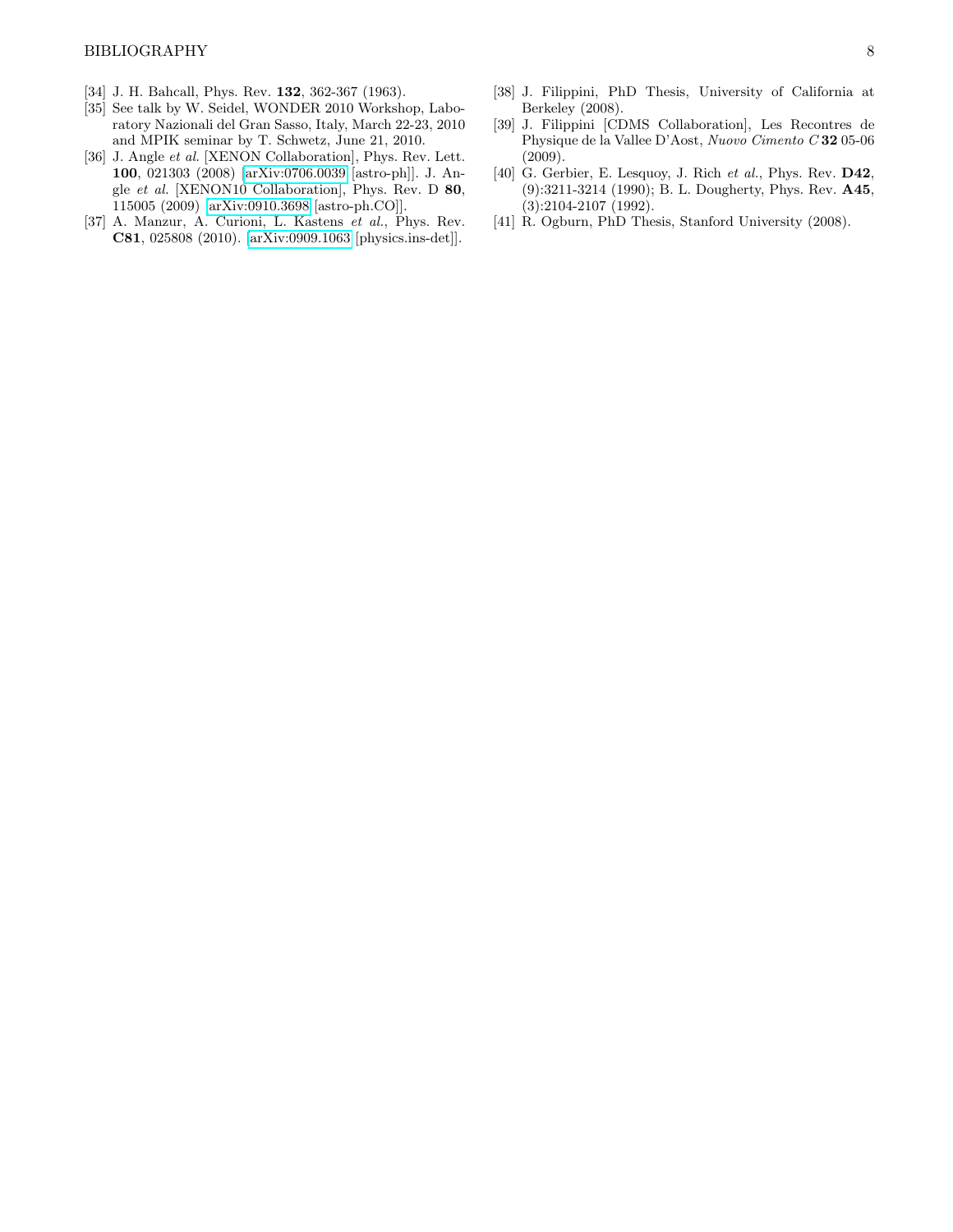[34] J. H. Bahcall, Phys. Rev. **132**, 362-367 (1963).

[35] See talk by W. Seidel, WONDER 2010 Workshop, Laboratory Nazionali del Gran Sasso, Italy, March 22-23, 2010 and MPIK seminar by T. Schwetz, June 21, 2010.

[36] J. Angle *et al.* [XENON Collaboration], Phys. Rev. Lett. **100**, 021303 (2008) [arXiv:0706.0039 [astro-ph]]. J. Angle *et al.* [XENON10 Collaboration], Phys. Rev. D **80**, 115005 (2009) [arXiv:0910.3698 [astro-ph.CO]].

[37] A. Manzur, A. Curioni, L. Kastens *et al.*, Phys. Rev. **C81**, 025808 (2010). [arXiv:0909.1063 [physics.ins-det]].

[38] J. Filippini, PhD Thesis, University of California at Berkeley (2008).

[39] J. Filippini [CDMS Collaboration], Les Recontres de Physique de la Vallee D'Aost, *Nuovo Cimento C* **32** 05-06 (2009).

[40] G. Gerbier, E. Lesquoy, J. Rich *et al.*, Phys. Rev. **D42**, (9):3211-3214 (1990); B. L. Dougherty, Phys. Rev. **A45**, (3):2104-2107 (1992).

[41] R. Ogburn, PhD Thesis, Stanford University (2008).